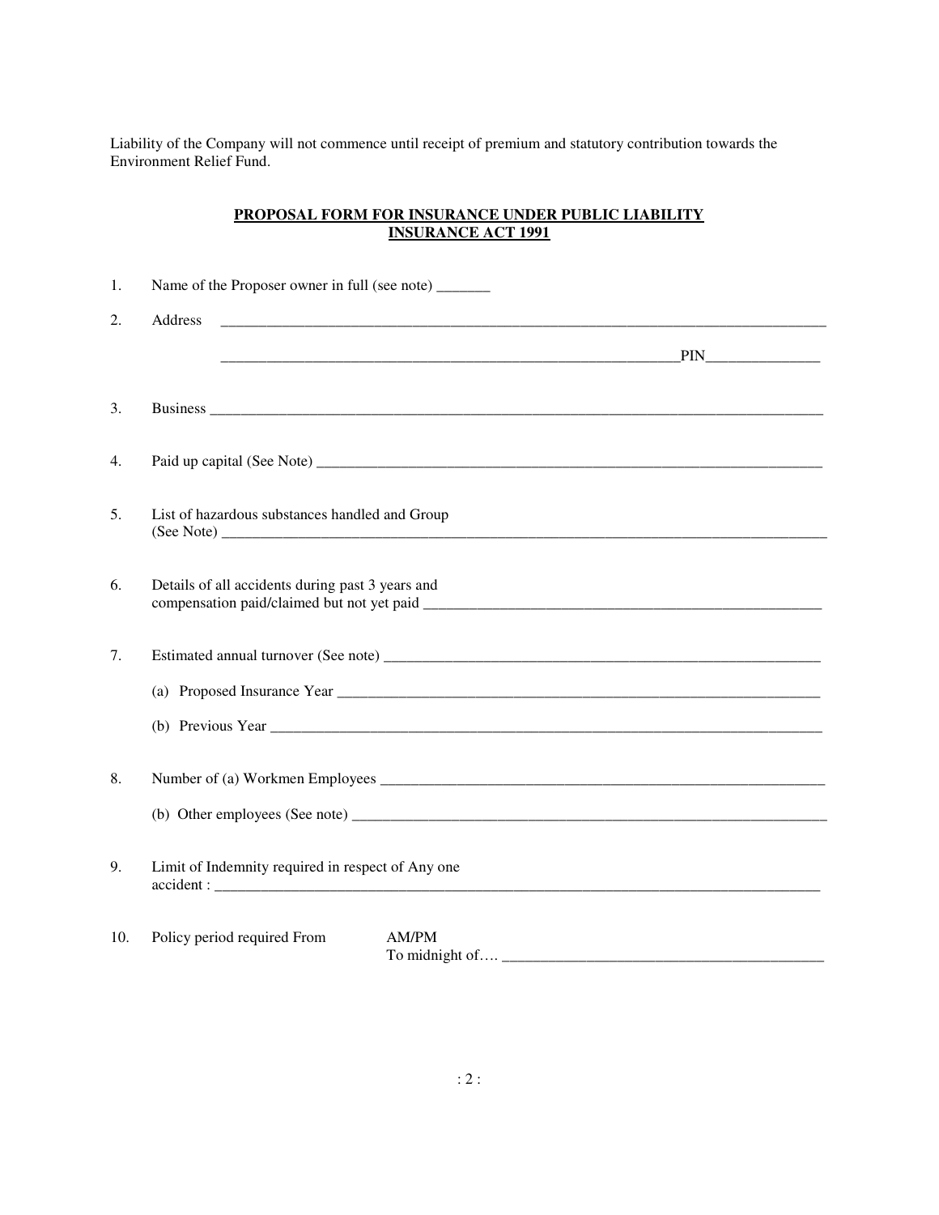Liability of the Company will not commence until receipt of premium and statutory contribution towards the Environment Relief Fund.

## PROPOSAL FORM FOR INSURANCE UNDER PUBLIC LIABILITY INSURANCE ACT 1991

1. Name of the Proposer owner in full (see note) _______

2. Address ________________________________________________________________________________

   ______________________________________________________________PIN_______________

3. Business ________________________________________________________________________________

4. Paid up capital (See Note) ______________________________________________________________________

5. List of hazardous substances handled and Group (See Note) ________________________________________________________________________________

6. Details of all accidents during past 3 years and compensation paid/claimed but not yet paid ______________________________________________________

7. Estimated annual turnover (See note) ____________________________________________________________

   (a) Proposed Insurance Year ____________________________________________________________________

   (b) Previous Year ________________________________________________________________________________

8. Number of (a) Workmen Employees _____________________________________________________________

   (b) Other employees (See note) ___________________________________________________________________

9. Limit of Indemnity required in respect of Any one accident : ________________________________________________________________________________

10. Policy period required From AM/PM To midnight of…. __________________________________________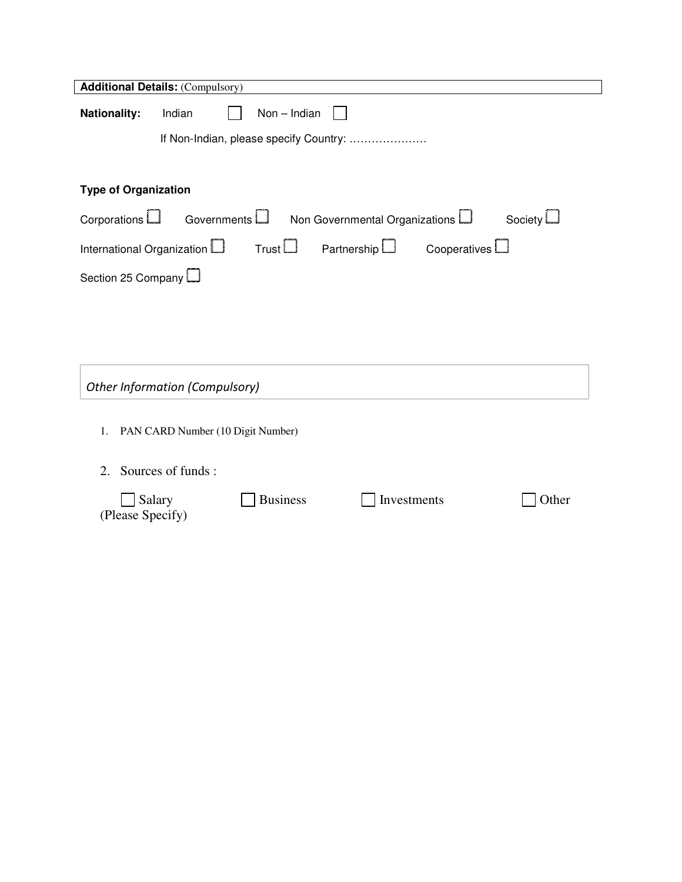**Additional Details:** (Compulsory)

**Nationality:** Indian ☐ Non – Indian ☐

If Non-Indian, please specify Country: …………………

**Type of Organization**

Corporations ☐ Governments ☐ Non Governmental Organizations ☐ Society ☐

International Organization ☐ Trust ☐ Partnership ☐ Cooperatives ☐

Section 25 Company ☐

*Other Information (Compulsory)*

1. PAN CARD Number (10 Digit Number)

2. Sources of funds :

☐ Salary ☐ Business ☐ Investments ☐ Other (Please Specify)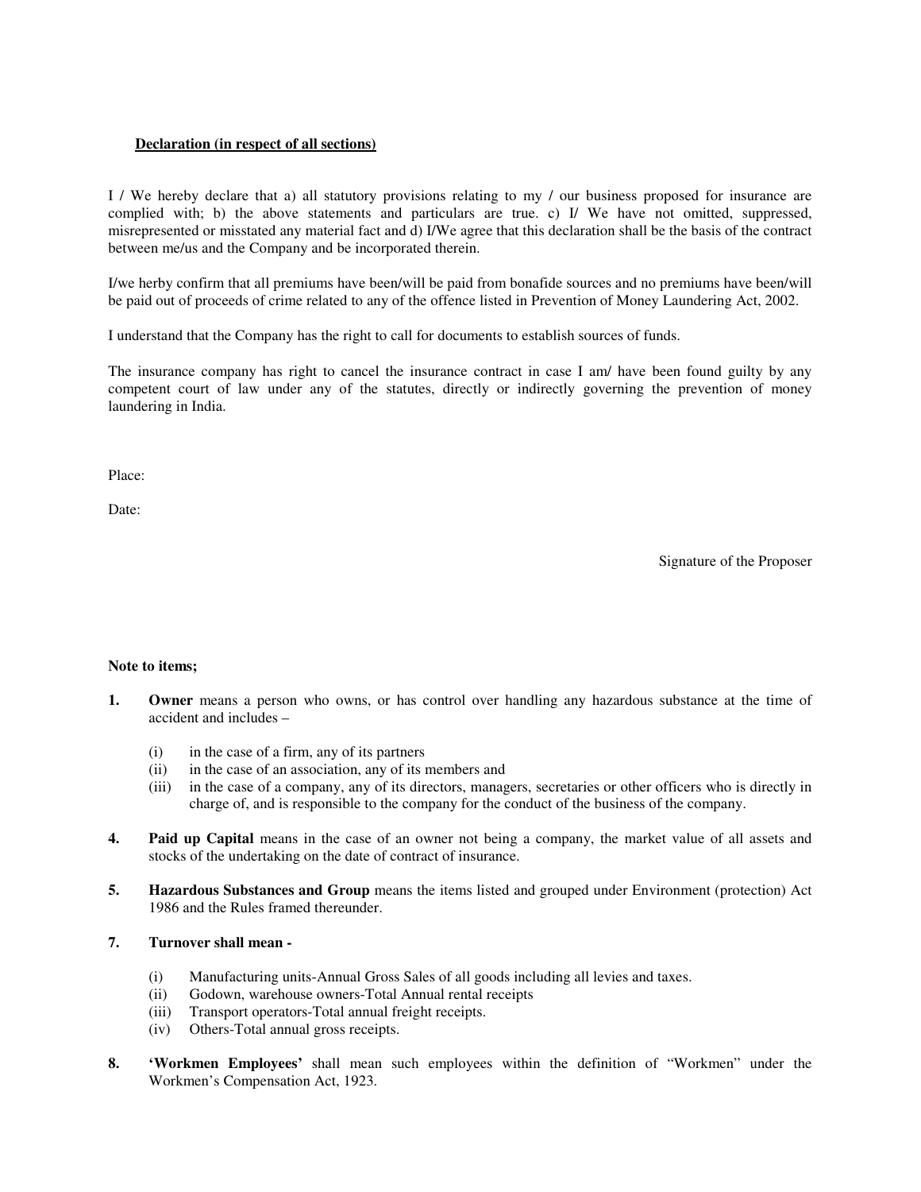**Declaration (in respect of all sections)**

I / We hereby declare that a) all statutory provisions relating to my / our business proposed for insurance are complied with; b) the above statements and particulars are true. c) I/ We have not omitted, suppressed, misrepresented or misstated any material fact and d) I/We agree that this declaration shall be the basis of the contract between me/us and the Company and be incorporated therein.

I/we herby confirm that all premiums have been/will be paid from bonafide sources and no premiums have been/will be paid out of proceeds of crime related to any of the offence listed in Prevention of Money Laundering Act, 2002.

I understand that the Company has the right to call for documents to establish sources of funds.

The insurance company has right to cancel the insurance contract in case I am/ have been found guilty by any competent court of law under any of the statutes, directly or indirectly governing the prevention of money laundering in India.

Place:

Date:

Signature of the Proposer

**Note to items;**

**1. Owner** means a person who owns, or has control over handling any hazardous substance at the time of accident and includes –

(i) in the case of a firm, any of its partners
(ii) in the case of an association, any of its members and
(iii) in the case of a company, any of its directors, managers, secretaries or other officers who is directly in charge of, and is responsible to the company for the conduct of the business of the company.

**4. Paid up Capital** means in the case of an owner not being a company, the market value of all assets and stocks of the undertaking on the date of contract of insurance.

**5. Hazardous Substances and Group** means the items listed and grouped under Environment (protection) Act 1986 and the Rules framed thereunder.

**7. Turnover shall mean -**

(i) Manufacturing units-Annual Gross Sales of all goods including all levies and taxes.
(ii) Godown, warehouse owners-Total Annual rental receipts
(iii) Transport operators-Total annual freight receipts.
(iv) Others-Total annual gross receipts.

**8. 'Workmen Employees'** shall mean such employees within the definition of "Workmen" under the Workmen's Compensation Act, 1923.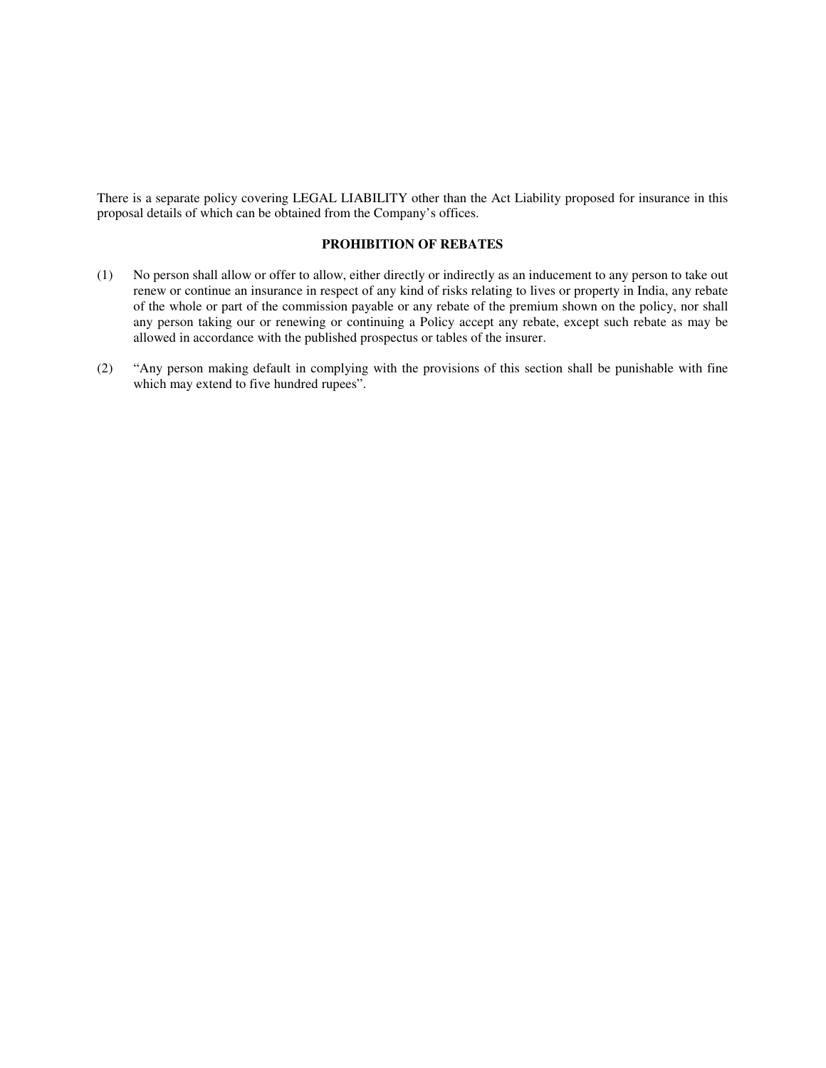There is a separate policy covering LEGAL LIABILITY other than the Act Liability proposed for insurance in this proposal details of which can be obtained from the Company's offices.

**PROHIBITION OF REBATES**

(1) No person shall allow or offer to allow, either directly or indirectly as an inducement to any person to take out renew or continue an insurance in respect of any kind of risks relating to lives or property in India, any rebate of the whole or part of the commission payable or any rebate of the premium shown on the policy, nor shall any person taking our or renewing or continuing a Policy accept any rebate, except such rebate as may be allowed in accordance with the published prospectus or tables of the insurer.

(2) "Any person making default in complying with the provisions of this section shall be punishable with fine which may extend to five hundred rupees".